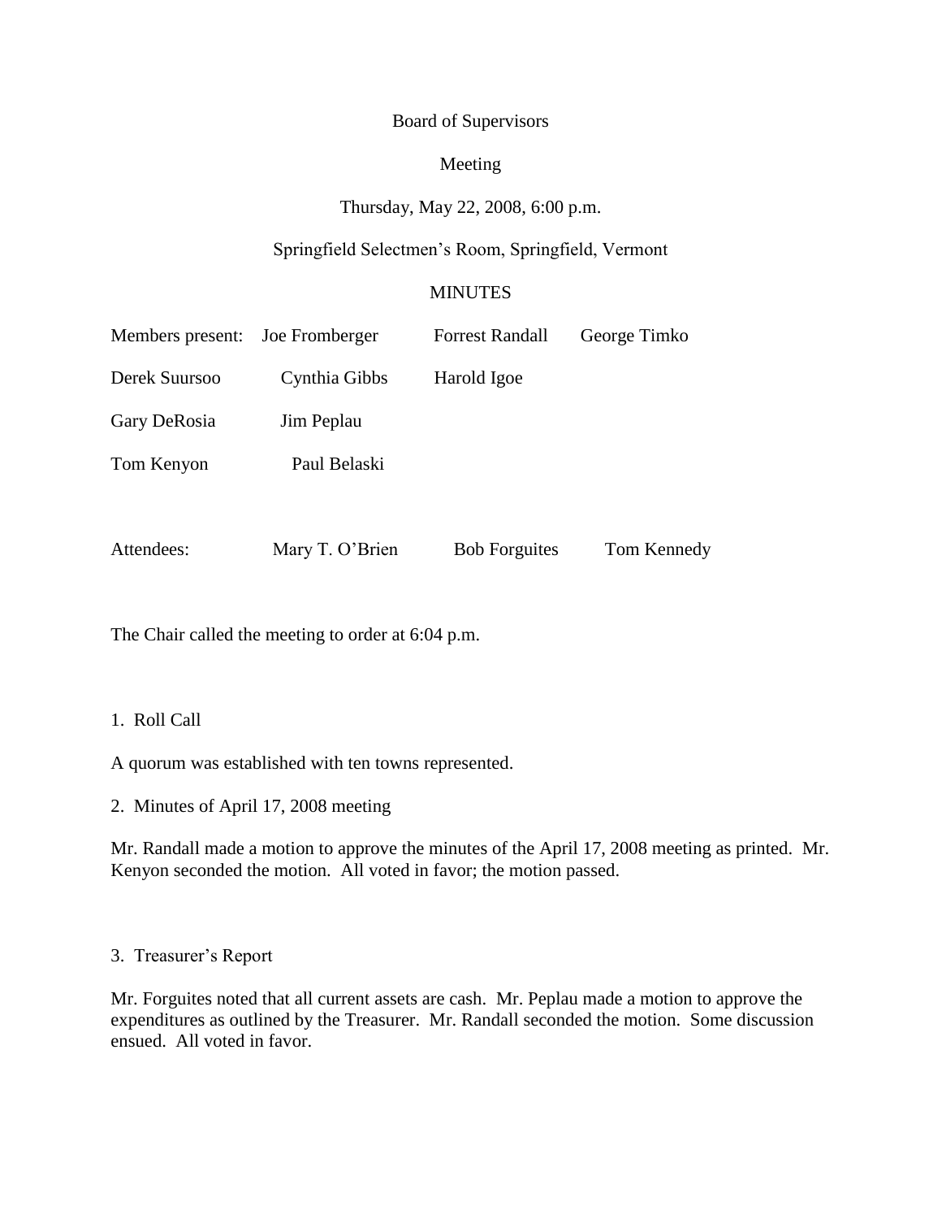Board of Supervisors

Meeting

Thursday, May 22, 2008, 6:00 p.m.

Springfield Selectmen's Room, Springfield, Vermont

MINUTES

Members present: Joe Fromberger Forrest Randall George Timko

Derek Suursoo Cynthia Gibbs Harold Igoe

Gary DeRosia Jim Peplau

Tom Kenyon Paul Belaski

Attendees: Mary T. O'Brien Bob Forguites Tom Kennedy

The Chair called the meeting to order at 6:04 p.m.

1. Roll Call

A quorum was established with ten towns represented.

2. Minutes of April 17, 2008 meeting

Mr. Randall made a motion to approve the minutes of the April 17, 2008 meeting as printed. Mr. Kenyon seconded the motion. All voted in favor; the motion passed.

3. Treasurer's Report

Mr. Forguites noted that all current assets are cash. Mr. Peplau made a motion to approve the expenditures as outlined by the Treasurer. Mr. Randall seconded the motion. Some discussion ensued. All voted in favor.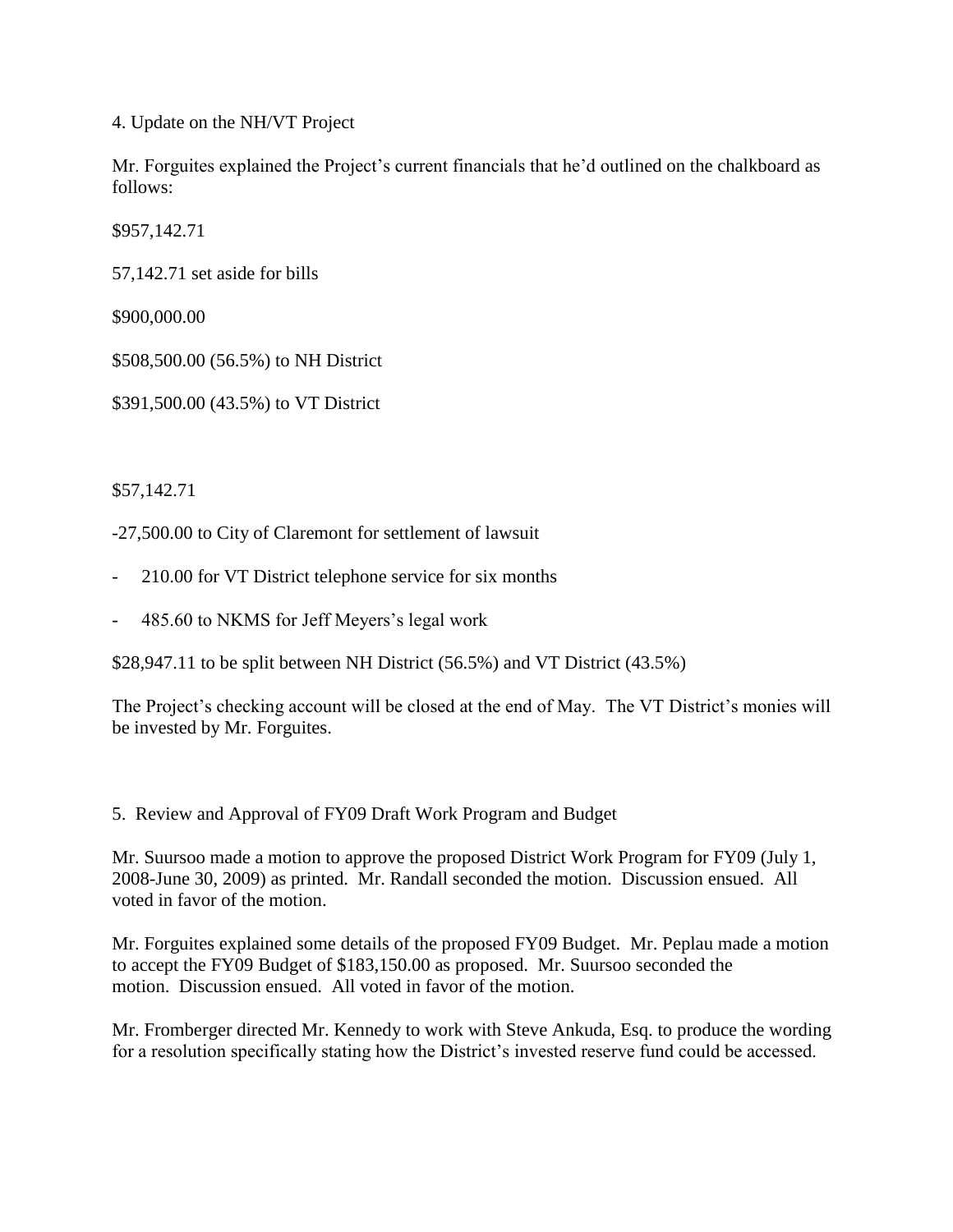4. Update on the NH/VT Project

Mr. Forguites explained the Project's current financials that he'd outlined on the chalkboard as follows:

$957,142.71

57,142.71 set aside for bills

$900,000.00

$508,500.00 (56.5%) to NH District

$391,500.00 (43.5%) to VT District

$57,142.71

-27,500.00 to City of Claremont for settlement of lawsuit

- 210.00 for VT District telephone service for six months

- 485.60 to NKMS for Jeff Meyers's legal work

$28,947.11 to be split between NH District (56.5%) and VT District (43.5%)

The Project's checking account will be closed at the end of May. The VT District's monies will be invested by Mr. Forguites.

5. Review and Approval of FY09 Draft Work Program and Budget

Mr. Suursoo made a motion to approve the proposed District Work Program for FY09 (July 1, 2008-June 30, 2009) as printed. Mr. Randall seconded the motion. Discussion ensued. All voted in favor of the motion.

Mr. Forguites explained some details of the proposed FY09 Budget. Mr. Peplau made a motion to accept the FY09 Budget of $183,150.00 as proposed. Mr. Suursoo seconded the motion. Discussion ensued. All voted in favor of the motion.

Mr. Fromberger directed Mr. Kennedy to work with Steve Ankuda, Esq. to produce the wording for a resolution specifically stating how the District's invested reserve fund could be accessed.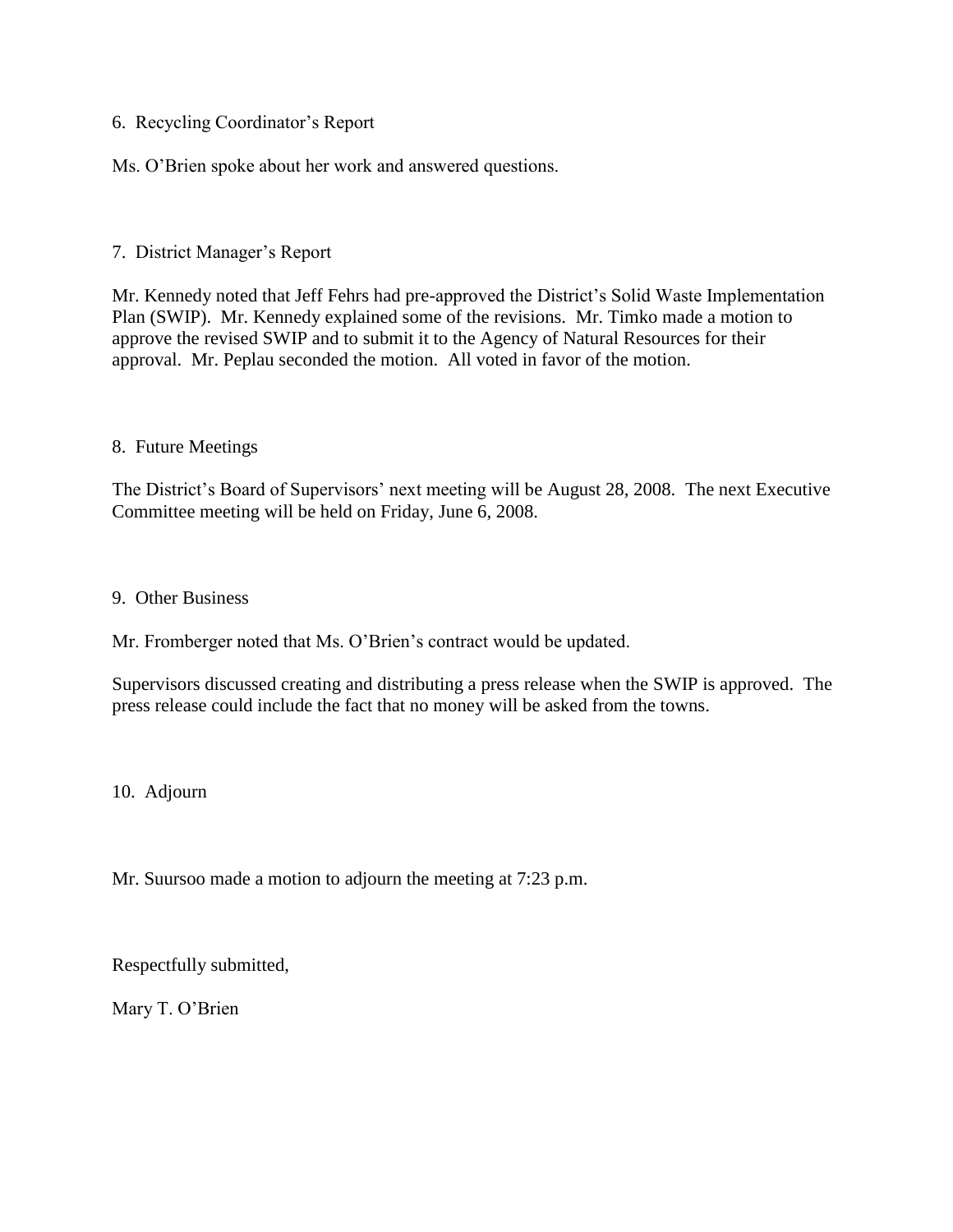6. Recycling Coordinator's Report

Ms. O'Brien spoke about her work and answered questions.

7. District Manager's Report

Mr. Kennedy noted that Jeff Fehrs had pre-approved the District's Solid Waste Implementation Plan (SWIP). Mr. Kennedy explained some of the revisions. Mr. Timko made a motion to approve the revised SWIP and to submit it to the Agency of Natural Resources for their approval. Mr. Peplau seconded the motion. All voted in favor of the motion.

8. Future Meetings

The District's Board of Supervisors' next meeting will be August 28, 2008. The next Executive Committee meeting will be held on Friday, June 6, 2008.

9. Other Business

Mr. Fromberger noted that Ms. O'Brien's contract would be updated.

Supervisors discussed creating and distributing a press release when the SWIP is approved. The press release could include the fact that no money will be asked from the towns.

10. Adjourn

Mr. Suursoo made a motion to adjourn the meeting at 7:23 p.m.

Respectfully submitted,

Mary T. O'Brien